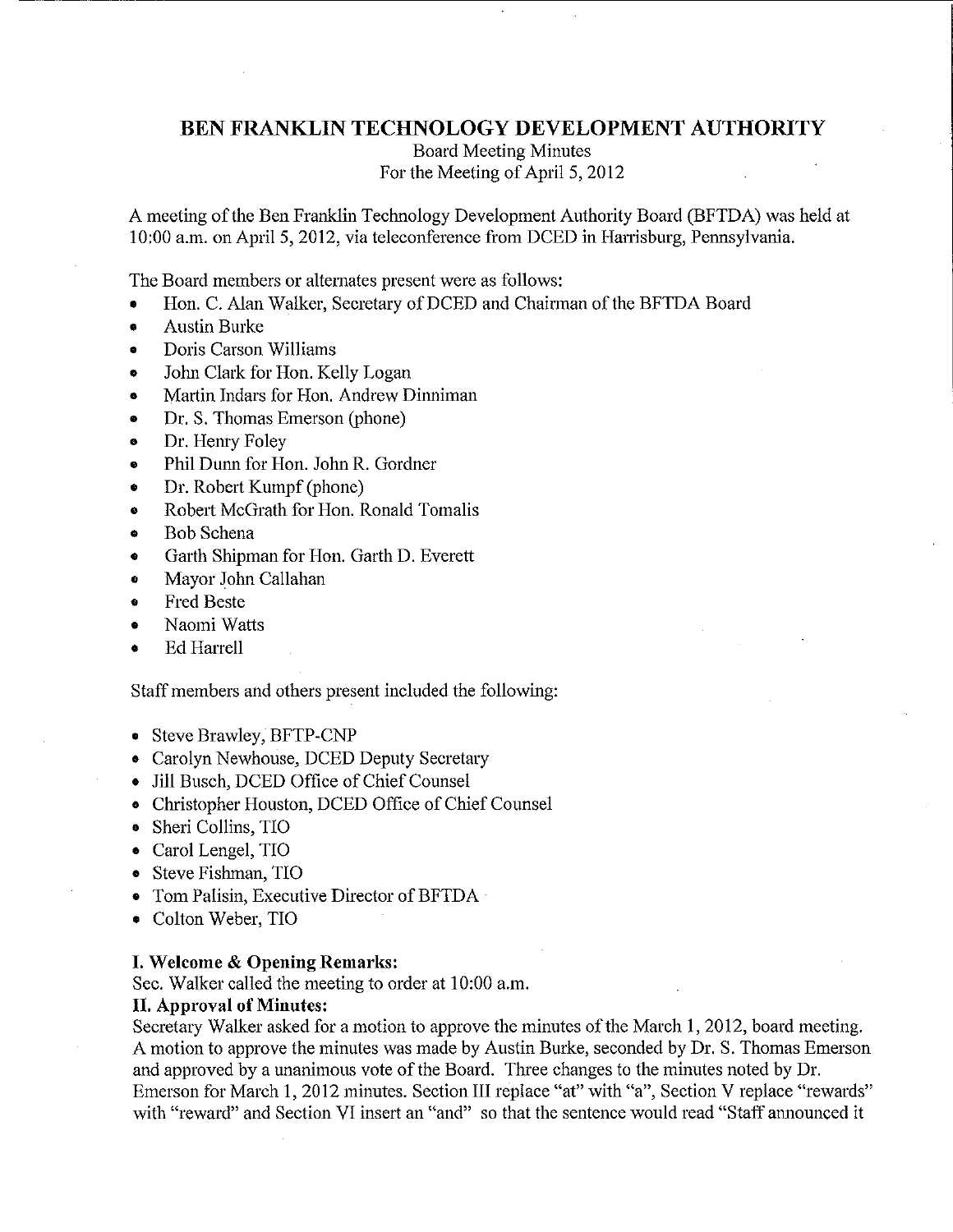# BEN FRANKLIN TECHNOLOGY DEVELOPMENT AUTHORITY

Board Meeting Minutes
For the Meeting of April 5, 2012

A meeting of the Ben Franklin Technology Development Authority Board (BFTDA) was held at 10:00 a.m. on April 5, 2012, via teleconference from DCED in Harrisburg, Pennsylvania.

The Board members or alternates present were as follows:

- Hon. C. Alan Walker, Secretary of DCED and Chairman of the BFTDA Board
- Austin Burke
- Doris Carson Williams
- John Clark for Hon. Kelly Logan
- Martin Indars for Hon. Andrew Dinniman
- Dr. S. Thomas Emerson (phone)
- Dr. Henry Foley
- Phil Dunn for Hon. John R. Gordner
- Dr. Robert Kumpf (phone)
- Robert McGrath for Hon. Ronald Tomalis
- Bob Schena
- Garth Shipman for Hon. Garth D. Everett
- Mayor John Callahan
- Fred Beste
- Naomi Watts
- Ed Harrell

Staff members and others present included the following:

- Steve Brawley, BFTP-CNP
- Carolyn Newhouse, DCED Deputy Secretary
- Jill Busch, DCED Office of Chief Counsel
- Christopher Houston, DCED Office of Chief Counsel
- Sheri Collins, TIO
- Carol Lengel, TIO
- Steve Fishman, TIO
- Tom Palisin, Executive Director of BFTDA
- Colton Weber, TIO

**I. Welcome & Opening Remarks:**

Sec. Walker called the meeting to order at 10:00 a.m.

**II. Approval of Minutes:**

Secretary Walker asked for a motion to approve the minutes of the March 1, 2012, board meeting. A motion to approve the minutes was made by Austin Burke, seconded by Dr. S. Thomas Emerson and approved by a unanimous vote of the Board. Three changes to the minutes noted by Dr. Emerson for March 1, 2012 minutes. Section III replace "at" with "a", Section V replace "rewards" with "reward" and Section VI insert an "and" so that the sentence would read "Staff announced it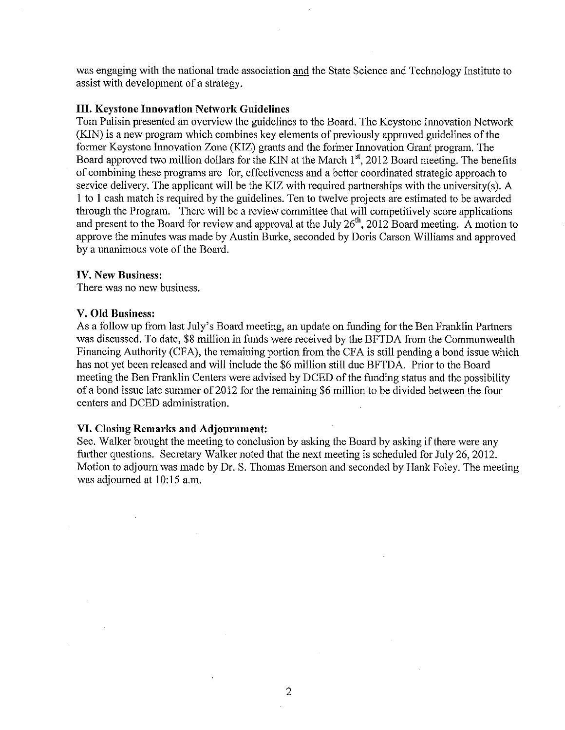was engaging with the national trade association and the State Science and Technology Institute to assist with development of a strategy.

**III. Keystone Innovation Network Guidelines**

Tom Palisin presented an overview the guidelines to the Board. The Keystone Innovation Network (KIN) is a new program which combines key elements of previously approved guidelines of the former Keystone Innovation Zone (KIZ) grants and the former Innovation Grant program. The Board approved two million dollars for the KIN at the March 1st, 2012 Board meeting. The benefits of combining these programs are for, effectiveness and a better coordinated strategic approach to service delivery. The applicant will be the KIZ with required partnerships with the university(s). A 1 to 1 cash match is required by the guidelines. Ten to twelve projects are estimated to be awarded through the Program. There will be a review committee that will competitively score applications and present to the Board for review and approval at the July 26th, 2012 Board meeting. A motion to approve the minutes was made by Austin Burke, seconded by Doris Carson Williams and approved by a unanimous vote of the Board.

**IV. New Business:**

There was no new business.

**V. Old Business:**

As a follow up from last July's Board meeting, an update on funding for the Ben Franklin Partners was discussed. To date, $8 million in funds were received by the BFTDA from the Commonwealth Financing Authority (CFA), the remaining portion from the CFA is still pending a bond issue which has not yet been released and will include the $6 million still due BFTDA. Prior to the Board meeting the Ben Franklin Centers were advised by DCED of the funding status and the possibility of a bond issue late summer of 2012 for the remaining $6 million to be divided between the four centers and DCED administration.

**VI. Closing Remarks and Adjournment:**

Sec. Walker brought the meeting to conclusion by asking the Board by asking if there were any further questions. Secretary Walker noted that the next meeting is scheduled for July 26, 2012. Motion to adjourn was made by Dr. S. Thomas Emerson and seconded by Hank Foley. The meeting was adjourned at 10:15 a.m.